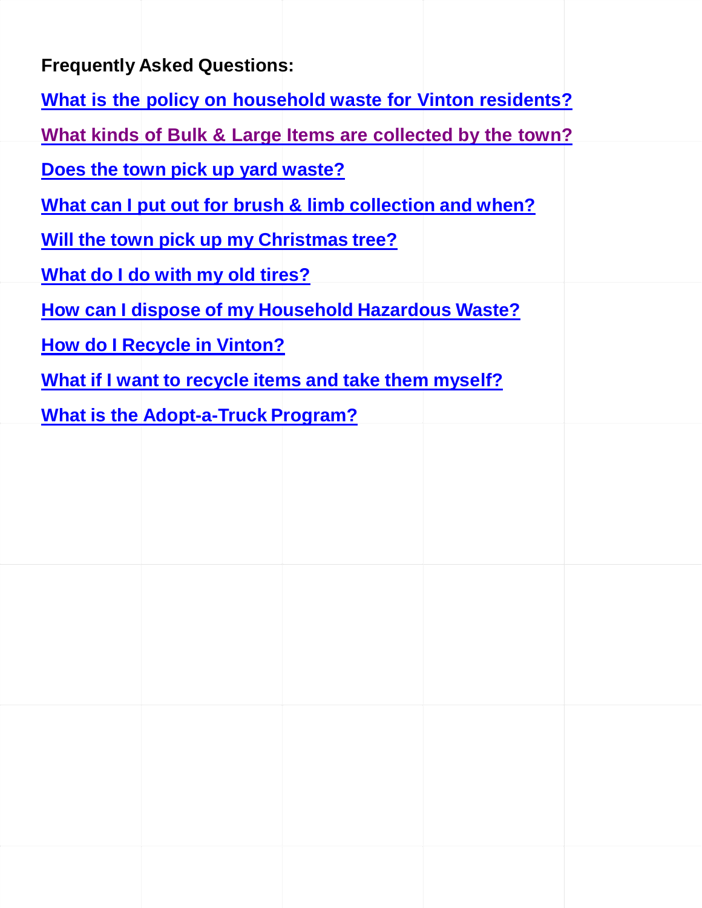**Frequently Asked Questions:**

**What is the policy on household waste for Vinton residents?**

**What kinds of Bulk & Large Items are collected by the town?**

**Does the town pick up yard waste?**

**What can I put out for brush & limb collection and when?**

**Will the town pick up my Christmas tree?**

**What do I do with my old tires?**

**How can I dispose of my Household Hazardous Waste?**

**How do I Recycle in Vinton?**

**What if I want to recycle items and take them myself?**

**What is the Adopt-a-Truck Program?**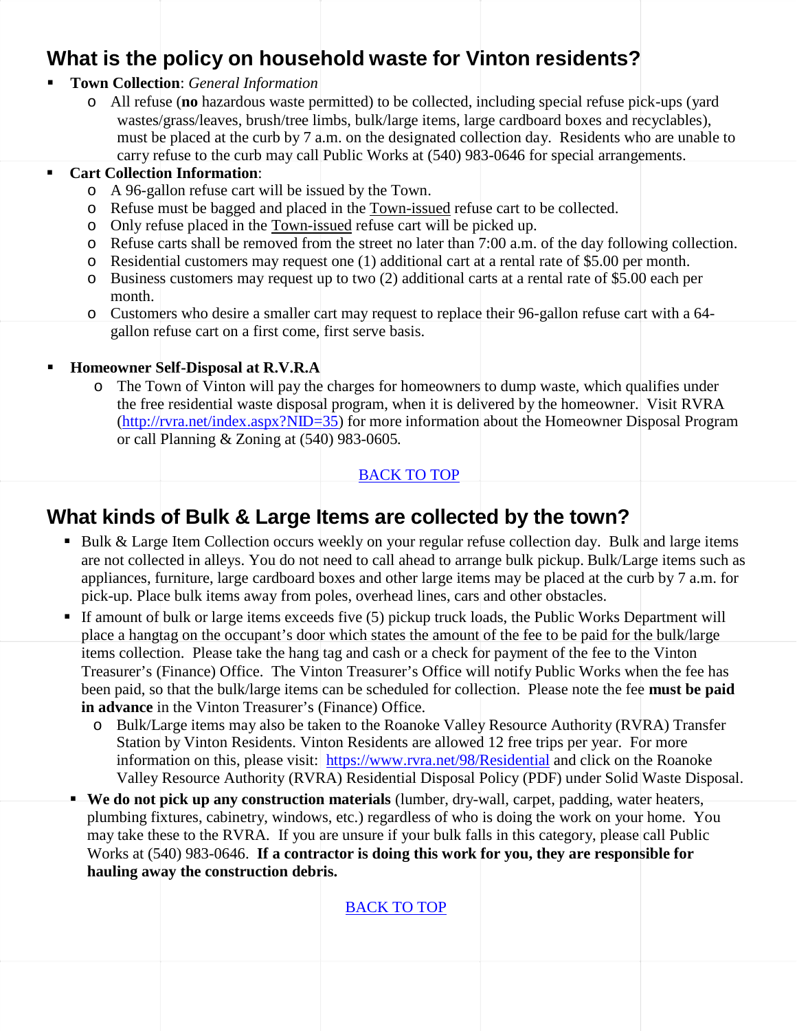## What is the policy on household waste for Vinton residents?

- **Town Collection**: *General Information*
  - All refuse (**no** hazardous waste permitted) to be collected, including special refuse pick-ups (yard wastes/grass/leaves, brush/tree limbs, bulk/large items, large cardboard boxes and recyclables), must be placed at the curb by 7 a.m. on the designated collection day. Residents who are unable to carry refuse to the curb may call Public Works at (540) 983-0646 for special arrangements.
- **Cart Collection Information**:
  - A 96-gallon refuse cart will be issued by the Town.
  - Refuse must be bagged and placed in the Town-issued refuse cart to be collected.
  - Only refuse placed in the Town-issued refuse cart will be picked up.
  - Refuse carts shall be removed from the street no later than 7:00 a.m. of the day following collection.
  - Residential customers may request one (1) additional cart at a rental rate of $5.00 per month.
  - Business customers may request up to two (2) additional carts at a rental rate of $5.00 each per month.
  - Customers who desire a smaller cart may request to replace their 96-gallon refuse cart with a 64-gallon refuse cart on a first come, first serve basis.

- **Homeowner Self-Disposal at R.V.R.A**
  - The Town of Vinton will pay the charges for homeowners to dump waste, which qualifies under the free residential waste disposal program, when it is delivered by the homeowner. Visit RVRA (http://rvra.net/index.aspx?NID=35) for more information about the Homeowner Disposal Program or call Planning & Zoning at (540) 983-0605.

BACK TO TOP

## What kinds of Bulk & Large Items are collected by the town?

- Bulk & Large Item Collection occurs weekly on your regular refuse collection day. Bulk and large items are not collected in alleys. You do not need to call ahead to arrange bulk pickup. Bulk/Large items such as appliances, furniture, large cardboard boxes and other large items may be placed at the curb by 7 a.m. for pick-up. Place bulk items away from poles, overhead lines, cars and other obstacles.
- If amount of bulk or large items exceeds five (5) pickup truck loads, the Public Works Department will place a hangtag on the occupant's door which states the amount of the fee to be paid for the bulk/large items collection. Please take the hang tag and cash or a check for payment of the fee to the Vinton Treasurer's (Finance) Office. The Vinton Treasurer's Office will notify Public Works when the fee has been paid, so that the bulk/large items can be scheduled for collection. Please note the fee **must be paid in advance** in the Vinton Treasurer's (Finance) Office.
  - Bulk/Large items may also be taken to the Roanoke Valley Resource Authority (RVRA) Transfer Station by Vinton Residents. Vinton Residents are allowed 12 free trips per year. For more information on this, please visit: https://www.rvra.net/98/Residential and click on the Roanoke Valley Resource Authority (RVRA) Residential Disposal Policy (PDF) under Solid Waste Disposal.
- **We do not pick up any construction materials** (lumber, dry-wall, carpet, padding, water heaters, plumbing fixtures, cabinetry, windows, etc.) regardless of who is doing the work on your home. You may take these to the RVRA. If you are unsure if your bulk falls in this category, please call Public Works at (540) 983-0646. **If a contractor is doing this work for you, they are responsible for hauling away the construction debris.**

BACK TO TOP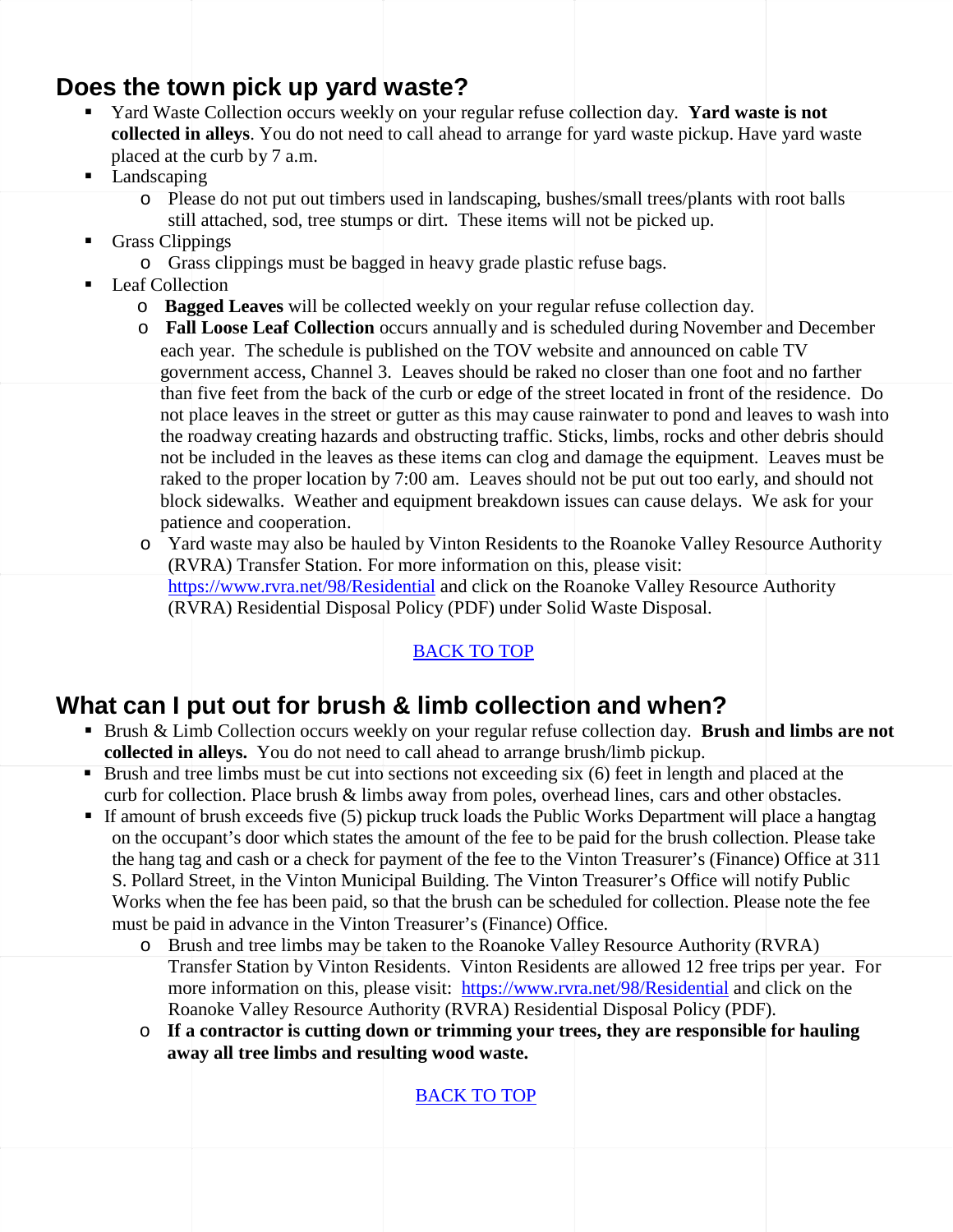## Does the town pick up yard waste?

- Yard Waste Collection occurs weekly on your regular refuse collection day. **Yard waste is not collected in alleys**. You do not need to call ahead to arrange for yard waste pickup. Have yard waste placed at the curb by 7 a.m.
- Landscaping
  - Please do not put out timbers used in landscaping, bushes/small trees/plants with root balls still attached, sod, tree stumps or dirt. These items will not be picked up.
- Grass Clippings
  - Grass clippings must be bagged in heavy grade plastic refuse bags.
- Leaf Collection
  - **Bagged Leaves** will be collected weekly on your regular refuse collection day.
  - **Fall Loose Leaf Collection** occurs annually and is scheduled during November and December each year. The schedule is published on the TOV website and announced on cable TV government access, Channel 3. Leaves should be raked no closer than one foot and no farther than five feet from the back of the curb or edge of the street located in front of the residence. Do not place leaves in the street or gutter as this may cause rainwater to pond and leaves to wash into the roadway creating hazards and obstructing traffic. Sticks, limbs, rocks and other debris should not be included in the leaves as these items can clog and damage the equipment. Leaves must be raked to the proper location by 7:00 am. Leaves should not be put out too early, and should not block sidewalks. Weather and equipment breakdown issues can cause delays. We ask for your patience and cooperation.
  - Yard waste may also be hauled by Vinton Residents to the Roanoke Valley Resource Authority (RVRA) Transfer Station. For more information on this, please visit: [https://www.rvra.net/98/Residential](https://www.rvra.net/98/Residential) and click on the Roanoke Valley Resource Authority (RVRA) Residential Disposal Policy (PDF) under Solid Waste Disposal.

BACK TO TOP

## What can I put out for brush & limb collection and when?

- Brush & Limb Collection occurs weekly on your regular refuse collection day. **Brush and limbs are not collected in alleys.** You do not need to call ahead to arrange brush/limb pickup.
- Brush and tree limbs must be cut into sections not exceeding six (6) feet in length and placed at the curb for collection. Place brush & limbs away from poles, overhead lines, cars and other obstacles.
- If amount of brush exceeds five (5) pickup truck loads the Public Works Department will place a hangtag on the occupant's door which states the amount of the fee to be paid for the brush collection. Please take the hang tag and cash or a check for payment of the fee to the Vinton Treasurer's (Finance) Office at 311 S. Pollard Street, in the Vinton Municipal Building. The Vinton Treasurer's Office will notify Public Works when the fee has been paid, so that the brush can be scheduled for collection. Please note the fee must be paid in advance in the Vinton Treasurer's (Finance) Office.
  - Brush and tree limbs may be taken to the Roanoke Valley Resource Authority (RVRA) Transfer Station by Vinton Residents. Vinton Residents are allowed 12 free trips per year. For more information on this, please visit: [https://www.rvra.net/98/Residential](https://www.rvra.net/98/Residential) and click on the Roanoke Valley Resource Authority (RVRA) Residential Disposal Policy (PDF).
  - **If a contractor is cutting down or trimming your trees, they are responsible for hauling away all tree limbs and resulting wood waste.**

BACK TO TOP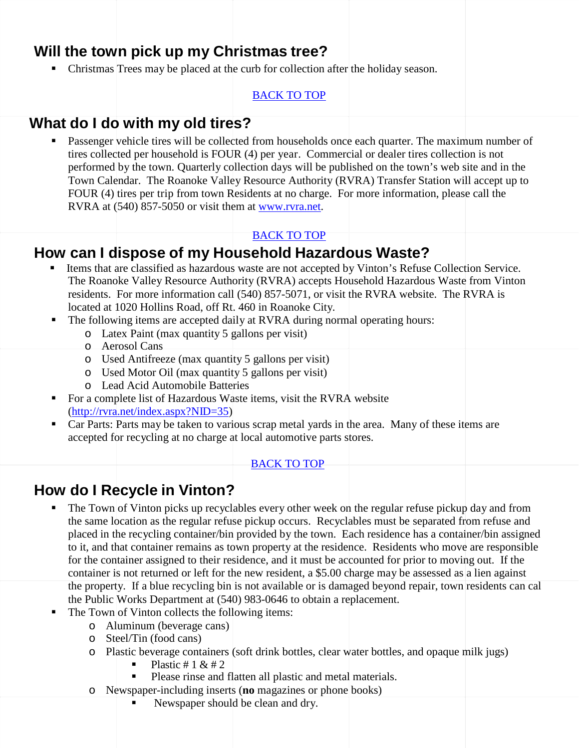## Will the town pick up my Christmas tree?

- Christmas Trees may be placed at the curb for collection after the holiday season.

[BACK TO TOP]

## What do I do with my old tires?

- Passenger vehicle tires will be collected from households once each quarter. The maximum number of tires collected per household is FOUR (4) per year. Commercial or dealer tires collection is not performed by the town. Quarterly collection days will be published on the town's web site and in the Town Calendar. The Roanoke Valley Resource Authority (RVRA) Transfer Station will accept up to FOUR (4) tires per trip from town Residents at no charge. For more information, please call the RVRA at (540) 857-5050 or visit them at www.rvra.net.

[BACK TO TOP]

## How can I dispose of my Household Hazardous Waste?

- Items that are classified as hazardous waste are not accepted by Vinton's Refuse Collection Service. The Roanoke Valley Resource Authority (RVRA) accepts Household Hazardous Waste from Vinton residents. For more information call (540) 857-5071, or visit the RVRA website. The RVRA is located at 1020 Hollins Road, off Rt. 460 in Roanoke City.
- The following items are accepted daily at RVRA during normal operating hours:
  - Latex Paint (max quantity 5 gallons per visit)
  - Aerosol Cans
  - Used Antifreeze (max quantity 5 gallons per visit)
  - Used Motor Oil (max quantity 5 gallons per visit)
  - Lead Acid Automobile Batteries
- For a complete list of Hazardous Waste items, visit the RVRA website (http://rvra.net/index.aspx?NID=35)
- Car Parts: Parts may be taken to various scrap metal yards in the area. Many of these items are accepted for recycling at no charge at local automotive parts stores.

[BACK TO TOP]

## How do I Recycle in Vinton?

- The Town of Vinton picks up recyclables every other week on the regular refuse pickup day and from the same location as the regular refuse pickup occurs. Recyclables must be separated from refuse and placed in the recycling container/bin provided by the town. Each residence has a container/bin assigned to it, and that container remains as town property at the residence. Residents who move are responsible for the container assigned to their residence, and it must be accounted for prior to moving out. If the container is not returned or left for the new resident, a $5.00 charge may be assessed as a lien against the property. If a blue recycling bin is not available or is damaged beyond repair, town residents can cal the Public Works Department at (540) 983-0646 to obtain a replacement.
- The Town of Vinton collects the following items:
  - Aluminum (beverage cans)
  - Steel/Tin (food cans)
  - Plastic beverage containers (soft drink bottles, clear water bottles, and opaque milk jugs)
    - Plastic # 1 & # 2
    - Please rinse and flatten all plastic and metal materials.
  - Newspaper-including inserts (**no** magazines or phone books)
    - Newspaper should be clean and dry.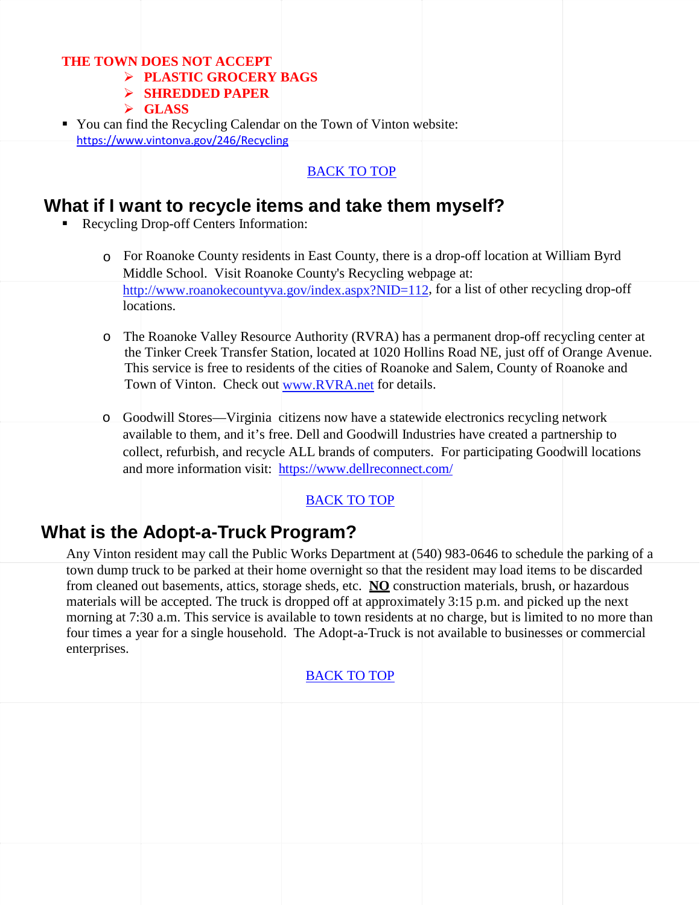**THE TOWN DOES NOT ACCEPT**

- **PLASTIC GROCERY BAGS**
- **SHREDDED PAPER**
- **GLASS**

- You can find the Recycling Calendar on the Town of Vinton website: https://www.vintonva.gov/246/Recycling

BACK TO TOP

## What if I want to recycle items and take them myself?

- Recycling Drop-off Centers Information:
  - For Roanoke County residents in East County, there is a drop-off location at William Byrd Middle School. Visit Roanoke County's Recycling webpage at: http://www.roanokecountyva.gov/index.aspx?NID=112, for a list of other recycling drop-off locations.
  - The Roanoke Valley Resource Authority (RVRA) has a permanent drop-off recycling center at the Tinker Creek Transfer Station, located at 1020 Hollins Road NE, just off of Orange Avenue. This service is free to residents of the cities of Roanoke and Salem, County of Roanoke and Town of Vinton. Check out www.RVRA.net for details.
  - Goodwill Stores—Virginia citizens now have a statewide electronics recycling network available to them, and it's free. Dell and Goodwill Industries have created a partnership to collect, refurbish, and recycle ALL brands of computers. For participating Goodwill locations and more information visit: https://www.dellreconnect.com/

BACK TO TOP

## What is the Adopt-a-Truck Program?

Any Vinton resident may call the Public Works Department at (540) 983-0646 to schedule the parking of a town dump truck to be parked at their home overnight so that the resident may load items to be discarded from cleaned out basements, attics, storage sheds, etc. **NO** construction materials, brush, or hazardous materials will be accepted. The truck is dropped off at approximately 3:15 p.m. and picked up the next morning at 7:30 a.m. This service is available to town residents at no charge, but is limited to no more than four times a year for a single household. The Adopt-a-Truck is not available to businesses or commercial enterprises.

BACK TO TOP